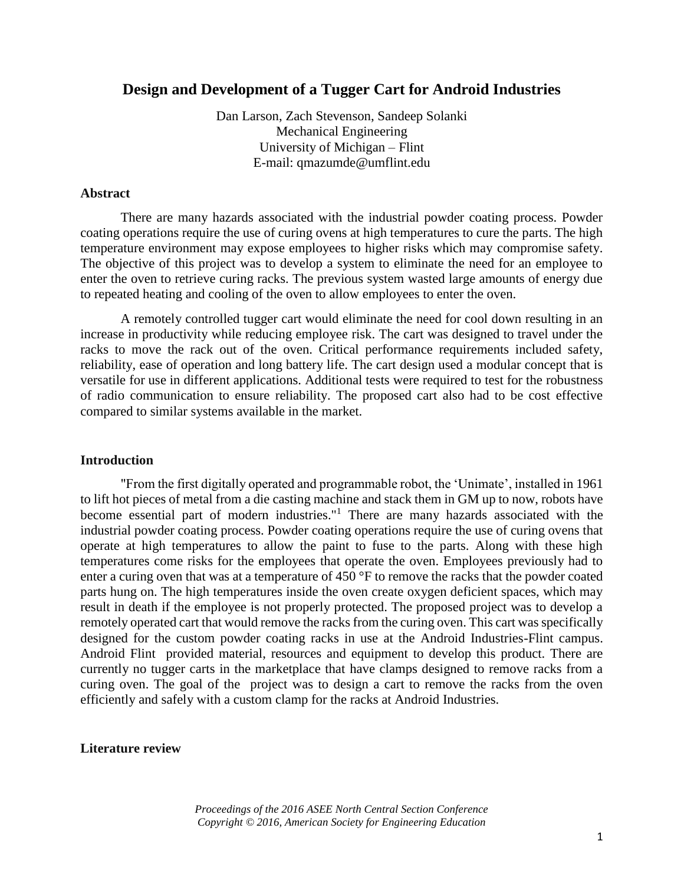# Design and Development of a Tugger Cart for Android Industries

Dan Larson, Zach Stevenson, Sandeep Solanki
Mechanical Engineering
University of Michigan – Flint
E-mail: qmazumde@umflint.edu

## Abstract

There are many hazards associated with the industrial powder coating process. Powder coating operations require the use of curing ovens at high temperatures to cure the parts. The high temperature environment may expose employees to higher risks which may compromise safety. The objective of this project was to develop a system to eliminate the need for an employee to enter the oven to retrieve curing racks. The previous system wasted large amounts of energy due to repeated heating and cooling of the oven to allow employees to enter the oven.

A remotely controlled tugger cart would eliminate the need for cool down resulting in an increase in productivity while reducing employee risk. The cart was designed to travel under the racks to move the rack out of the oven. Critical performance requirements included safety, reliability, ease of operation and long battery life. The cart design used a modular concept that is versatile for use in different applications. Additional tests were required to test for the robustness of radio communication to ensure reliability. The proposed cart also had to be cost effective compared to similar systems available in the market.

## Introduction

"From the first digitally operated and programmable robot, the 'Unimate', installed in 1961 to lift hot pieces of metal from a die casting machine and stack them in GM up to now, robots have become essential part of modern industries."[1] There are many hazards associated with the industrial powder coating process. Powder coating operations require the use of curing ovens that operate at high temperatures to allow the paint to fuse to the parts. Along with these high temperatures come risks for the employees that operate the oven. Employees previously had to enter a curing oven that was at a temperature of 450 °F to remove the racks that the powder coated parts hung on. The high temperatures inside the oven create oxygen deficient spaces, which may result in death if the employee is not properly protected. The proposed project was to develop a remotely operated cart that would remove the racks from the curing oven. This cart was specifically designed for the custom powder coating racks in use at the Android Industries-Flint campus. Android Flint provided material, resources and equipment to develop this product. There are currently no tugger carts in the marketplace that have clamps designed to remove racks from a curing oven. The goal of the project was to design a cart to remove the racks from the oven efficiently and safely with a custom clamp for the racks at Android Industries.

## Literature review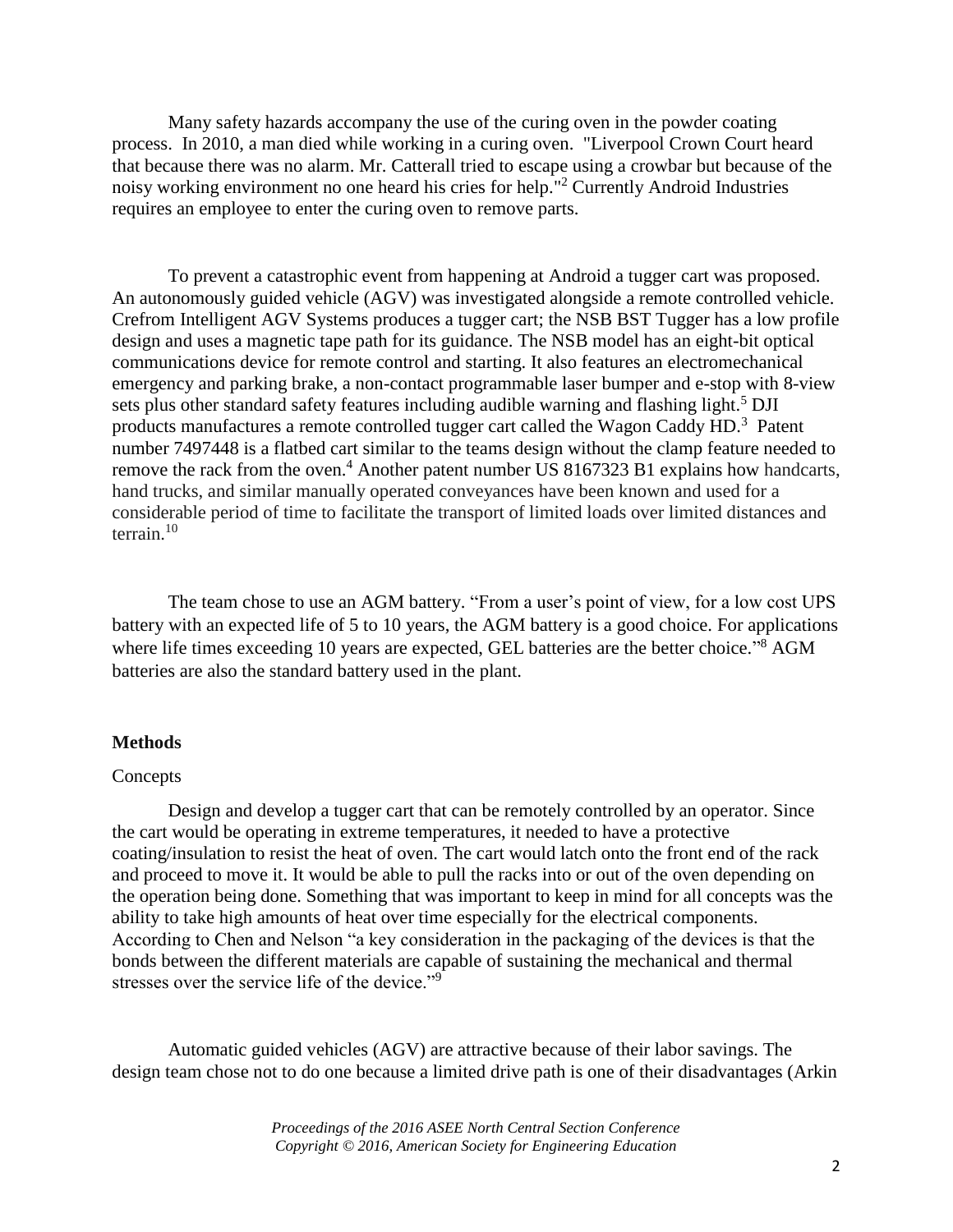Many safety hazards accompany the use of the curing oven in the powder coating process. In 2010, a man died while working in a curing oven. "Liverpool Crown Court heard that because there was no alarm. Mr. Catterall tried to escape using a crowbar but because of the noisy working environment no one heard his cries for help."[2] Currently Android Industries requires an employee to enter the curing oven to remove parts.

To prevent a catastrophic event from happening at Android a tugger cart was proposed. An autonomously guided vehicle (AGV) was investigated alongside a remote controlled vehicle. Crefrom Intelligent AGV Systems produces a tugger cart; the NSB BST Tugger has a low profile design and uses a magnetic tape path for its guidance. The NSB model has an eight-bit optical communications device for remote control and starting. It also features an electromechanical emergency and parking brake, a non-contact programmable laser bumper and e-stop with 8-view sets plus other standard safety features including audible warning and flashing light.[5] DJI products manufactures a remote controlled tugger cart called the Wagon Caddy HD.[3] Patent number 7497448 is a flatbed cart similar to the teams design without the clamp feature needed to remove the rack from the oven.[4] Another patent number US 8167323 B1 explains how handcarts, hand trucks, and similar manually operated conveyances have been known and used for a considerable period of time to facilitate the transport of limited loads over limited distances and terrain.[10]

The team chose to use an AGM battery. "From a user's point of view, for a low cost UPS battery with an expected life of 5 to 10 years, the AGM battery is a good choice. For applications where life times exceeding 10 years are expected, GEL batteries are the better choice."[8] AGM batteries are also the standard battery used in the plant.

## Methods

### Concepts

Design and develop a tugger cart that can be remotely controlled by an operator. Since the cart would be operating in extreme temperatures, it needed to have a protective coating/insulation to resist the heat of oven. The cart would latch onto the front end of the rack and proceed to move it. It would be able to pull the racks into or out of the oven depending on the operation being done. Something that was important to keep in mind for all concepts was the ability to take high amounts of heat over time especially for the electrical components. According to Chen and Nelson "a key consideration in the packaging of the devices is that the bonds between the different materials are capable of sustaining the mechanical and thermal stresses over the service life of the device."[9]

Automatic guided vehicles (AGV) are attractive because of their labor savings. The design team chose not to do one because a limited drive path is one of their disadvantages (Arkin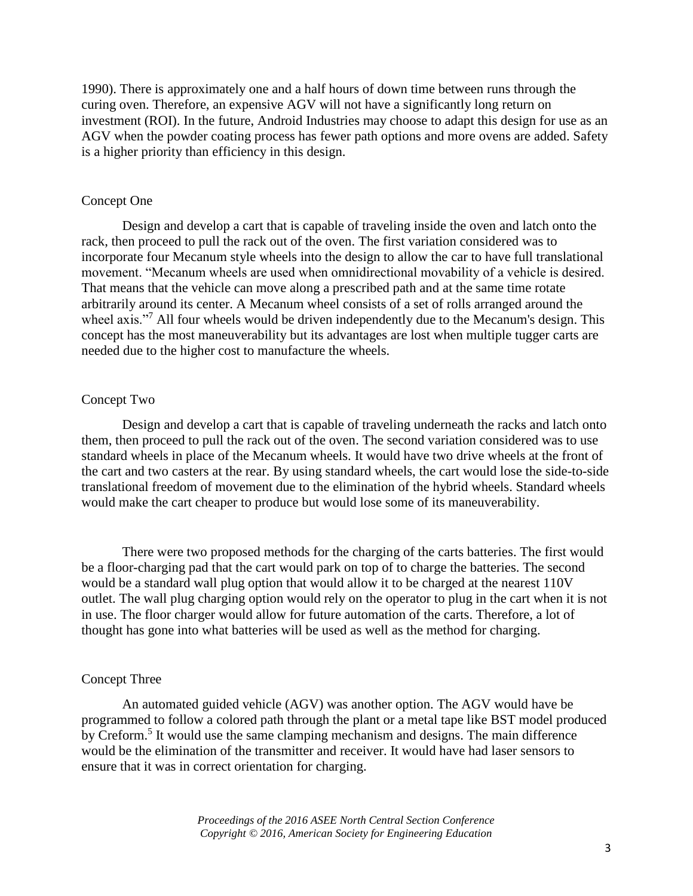1990). There is approximately one and a half hours of down time between runs through the curing oven. Therefore, an expensive AGV will not have a significantly long return on investment (ROI). In the future, Android Industries may choose to adapt this design for use as an AGV when the powder coating process has fewer path options and more ovens are added. Safety is a higher priority than efficiency in this design.

### Concept One

Design and develop a cart that is capable of traveling inside the oven and latch onto the rack, then proceed to pull the rack out of the oven. The first variation considered was to incorporate four Mecanum style wheels into the design to allow the car to have full translational movement. "Mecanum wheels are used when omnidirectional movability of a vehicle is desired. That means that the vehicle can move along a prescribed path and at the same time rotate arbitrarily around its center. A Mecanum wheel consists of a set of rolls arranged around the wheel axis."[7] All four wheels would be driven independently due to the Mecanum's design. This concept has the most maneuverability but its advantages are lost when multiple tugger carts are needed due to the higher cost to manufacture the wheels.

### Concept Two

Design and develop a cart that is capable of traveling underneath the racks and latch onto them, then proceed to pull the rack out of the oven. The second variation considered was to use standard wheels in place of the Mecanum wheels. It would have two drive wheels at the front of the cart and two casters at the rear. By using standard wheels, the cart would lose the side-to-side translational freedom of movement due to the elimination of the hybrid wheels. Standard wheels would make the cart cheaper to produce but would lose some of its maneuverability.

There were two proposed methods for the charging of the carts batteries. The first would be a floor-charging pad that the cart would park on top of to charge the batteries. The second would be a standard wall plug option that would allow it to be charged at the nearest 110V outlet. The wall plug charging option would rely on the operator to plug in the cart when it is not in use. The floor charger would allow for future automation of the carts. Therefore, a lot of thought has gone into what batteries will be used as well as the method for charging.

### Concept Three

An automated guided vehicle (AGV) was another option. The AGV would have be programmed to follow a colored path through the plant or a metal tape like BST model produced by Creform.[5] It would use the same clamping mechanism and designs. The main difference would be the elimination of the transmitter and receiver. It would have had laser sensors to ensure that it was in correct orientation for charging.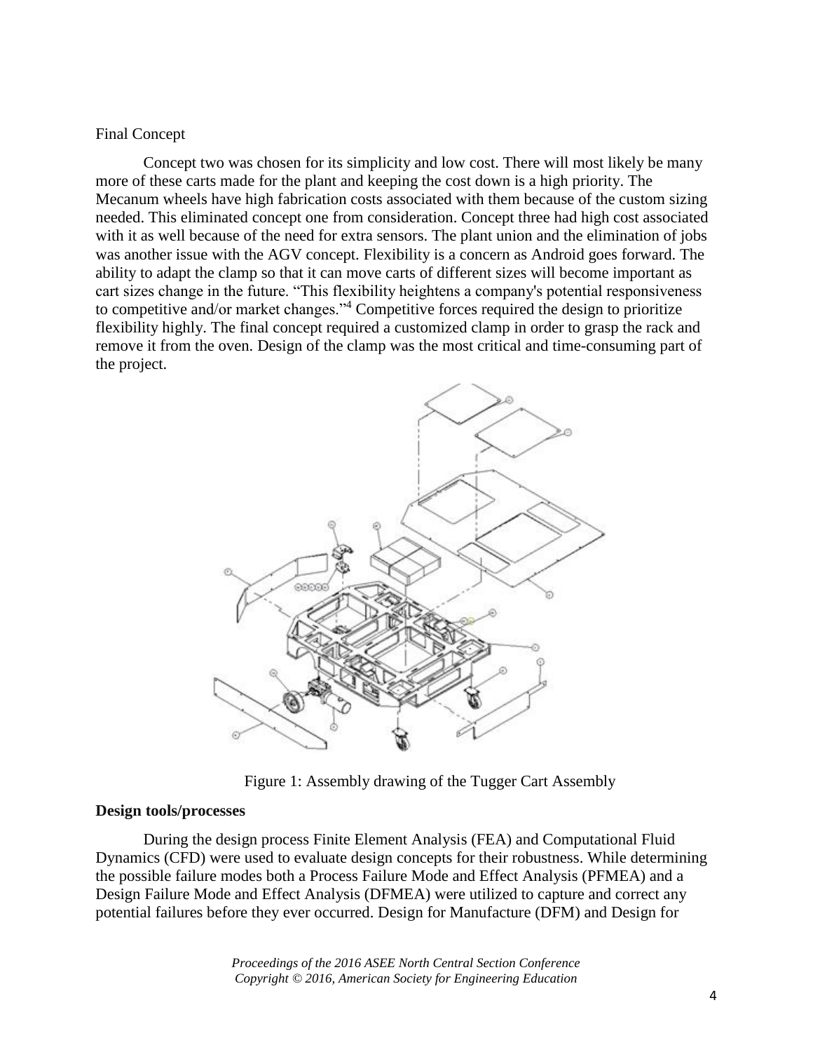Final Concept

Concept two was chosen for its simplicity and low cost. There will most likely be many more of these carts made for the plant and keeping the cost down is a high priority. The Mecanum wheels have high fabrication costs associated with them because of the custom sizing needed. This eliminated concept one from consideration. Concept three had high cost associated with it as well because of the need for extra sensors. The plant union and the elimination of jobs was another issue with the AGV concept. Flexibility is a concern as Android goes forward. The ability to adapt the clamp so that it can move carts of different sizes will become important as cart sizes change in the future. "This flexibility heightens a company's potential responsiveness to competitive and/or market changes."[4] Competitive forces required the design to prioritize flexibility highly. The final concept required a customized clamp in order to grasp the rack and remove it from the oven. Design of the clamp was the most critical and time-consuming part of the project.

Figure 1: Assembly drawing of the Tugger Cart Assembly

**Design tools/processes**

During the design process Finite Element Analysis (FEA) and Computational Fluid Dynamics (CFD) were used to evaluate design concepts for their robustness. While determining the possible failure modes both a Process Failure Mode and Effect Analysis (PFMEA) and a Design Failure Mode and Effect Analysis (DFMEA) were utilized to capture and correct any potential failures before they ever occurred. Design for Manufacture (DFM) and Design for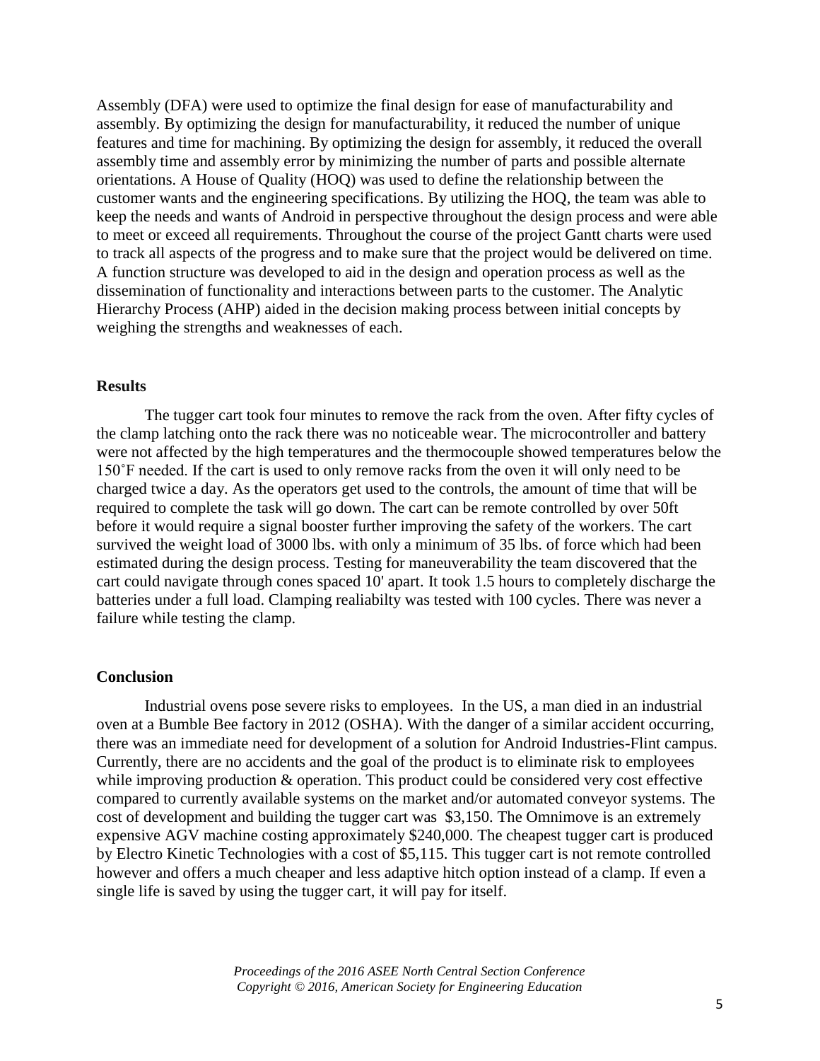Assembly (DFA) were used to optimize the final design for ease of manufacturability and assembly. By optimizing the design for manufacturability, it reduced the number of unique features and time for machining. By optimizing the design for assembly, it reduced the overall assembly time and assembly error by minimizing the number of parts and possible alternate orientations. A House of Quality (HOQ) was used to define the relationship between the customer wants and the engineering specifications. By utilizing the HOQ, the team was able to keep the needs and wants of Android in perspective throughout the design process and were able to meet or exceed all requirements. Throughout the course of the project Gantt charts were used to track all aspects of the progress and to make sure that the project would be delivered on time. A function structure was developed to aid in the design and operation process as well as the dissemination of functionality and interactions between parts to the customer. The Analytic Hierarchy Process (AHP) aided in the decision making process between initial concepts by weighing the strengths and weaknesses of each.

**Results**

The tugger cart took four minutes to remove the rack from the oven. After fifty cycles of the clamp latching onto the rack there was no noticeable wear. The microcontroller and battery were not affected by the high temperatures and the thermocouple showed temperatures below the 150˚F needed. If the cart is used to only remove racks from the oven it will only need to be charged twice a day. As the operators get used to the controls, the amount of time that will be required to complete the task will go down. The cart can be remote controlled by over 50ft before it would require a signal booster further improving the safety of the workers. The cart survived the weight load of 3000 lbs. with only a minimum of 35 lbs. of force which had been estimated during the design process. Testing for maneuverability the team discovered that the cart could navigate through cones spaced 10' apart. It took 1.5 hours to completely discharge the batteries under a full load. Clamping realiabilty was tested with 100 cycles. There was never a failure while testing the clamp.

**Conclusion**

Industrial ovens pose severe risks to employees. In the US, a man died in an industrial oven at a Bumble Bee factory in 2012 (OSHA). With the danger of a similar accident occurring, there was an immediate need for development of a solution for Android Industries-Flint campus. Currently, there are no accidents and the goal of the product is to eliminate risk to employees while improving production & operation. This product could be considered very cost effective compared to currently available systems on the market and/or automated conveyor systems. The cost of development and building the tugger cart was $3,150. The Omnimove is an extremely expensive AGV machine costing approximately $240,000. The cheapest tugger cart is produced by Electro Kinetic Technologies with a cost of $5,115. This tugger cart is not remote controlled however and offers a much cheaper and less adaptive hitch option instead of a clamp. If even a single life is saved by using the tugger cart, it will pay for itself.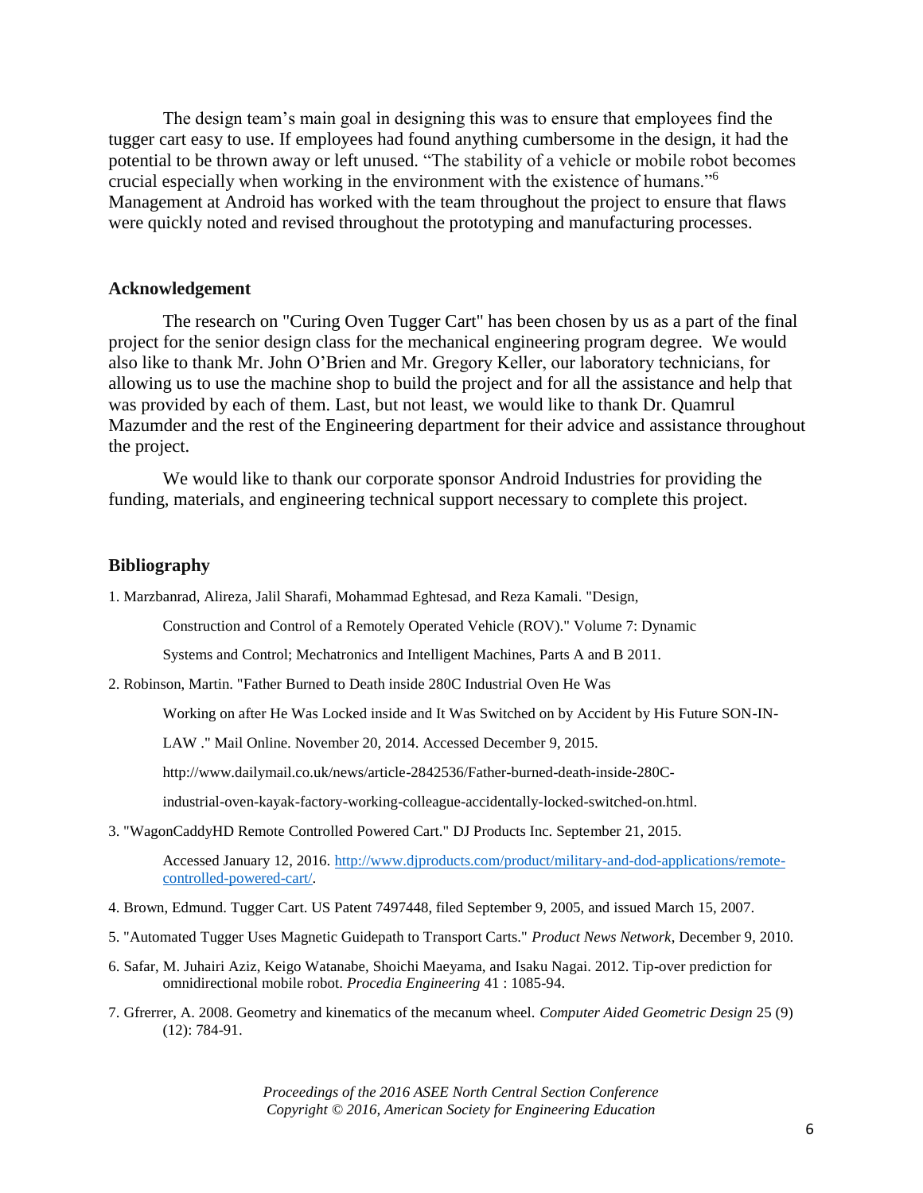The design team's main goal in designing this was to ensure that employees find the tugger cart easy to use. If employees had found anything cumbersome in the design, it had the potential to be thrown away or left unused. "The stability of a vehicle or mobile robot becomes crucial especially when working in the environment with the existence of humans."[6] Management at Android has worked with the team throughout the project to ensure that flaws were quickly noted and revised throughout the prototyping and manufacturing processes.

## Acknowledgement

The research on "Curing Oven Tugger Cart" has been chosen by us as a part of the final project for the senior design class for the mechanical engineering program degree. We would also like to thank Mr. John O'Brien and Mr. Gregory Keller, our laboratory technicians, for allowing us to use the machine shop to build the project and for all the assistance and help that was provided by each of them. Last, but not least, we would like to thank Dr. Quamrul Mazumder and the rest of the Engineering department for their advice and assistance throughout the project.

We would like to thank our corporate sponsor Android Industries for providing the funding, materials, and engineering technical support necessary to complete this project.

## Bibliography

1. Marzbanrad, Alireza, Jalil Sharafi, Mohammad Eghtesad, and Reza Kamali. "Design, Construction and Control of a Remotely Operated Vehicle (ROV)." Volume 7: Dynamic Systems and Control; Mechatronics and Intelligent Machines, Parts A and B 2011.
2. Robinson, Martin. "Father Burned to Death inside 280C Industrial Oven He Was Working on after He Was Locked inside and It Was Switched on by Accident by His Future SON-IN-LAW ." Mail Online. November 20, 2014. Accessed December 9, 2015. http://www.dailymail.co.uk/news/article-2842536/Father-burned-death-inside-280C-industrial-oven-kayak-factory-working-colleague-accidentally-locked-switched-on.html.
3. "WagonCaddyHD Remote Controlled Powered Cart." DJ Products Inc. September 21, 2015. Accessed January 12, 2016. http://www.djproducts.com/product/military-and-dod-applications/remote-controlled-powered-cart/.
4. Brown, Edmund. Tugger Cart. US Patent 7497448, filed September 9, 2005, and issued March 15, 2007.
5. "Automated Tugger Uses Magnetic Guidepath to Transport Carts." *Product News Network*, December 9, 2010.
6. Safar, M. Juhairi Aziz, Keigo Watanabe, Shoichi Maeyama, and Isaku Nagai. 2012. Tip-over prediction for omnidirectional mobile robot. *Procedia Engineering* 41 : 1085-94.
7. Gfrerrer, A. 2008. Geometry and kinematics of the mecanum wheel. *Computer Aided Geometric Design* 25 (9) (12): 784-91.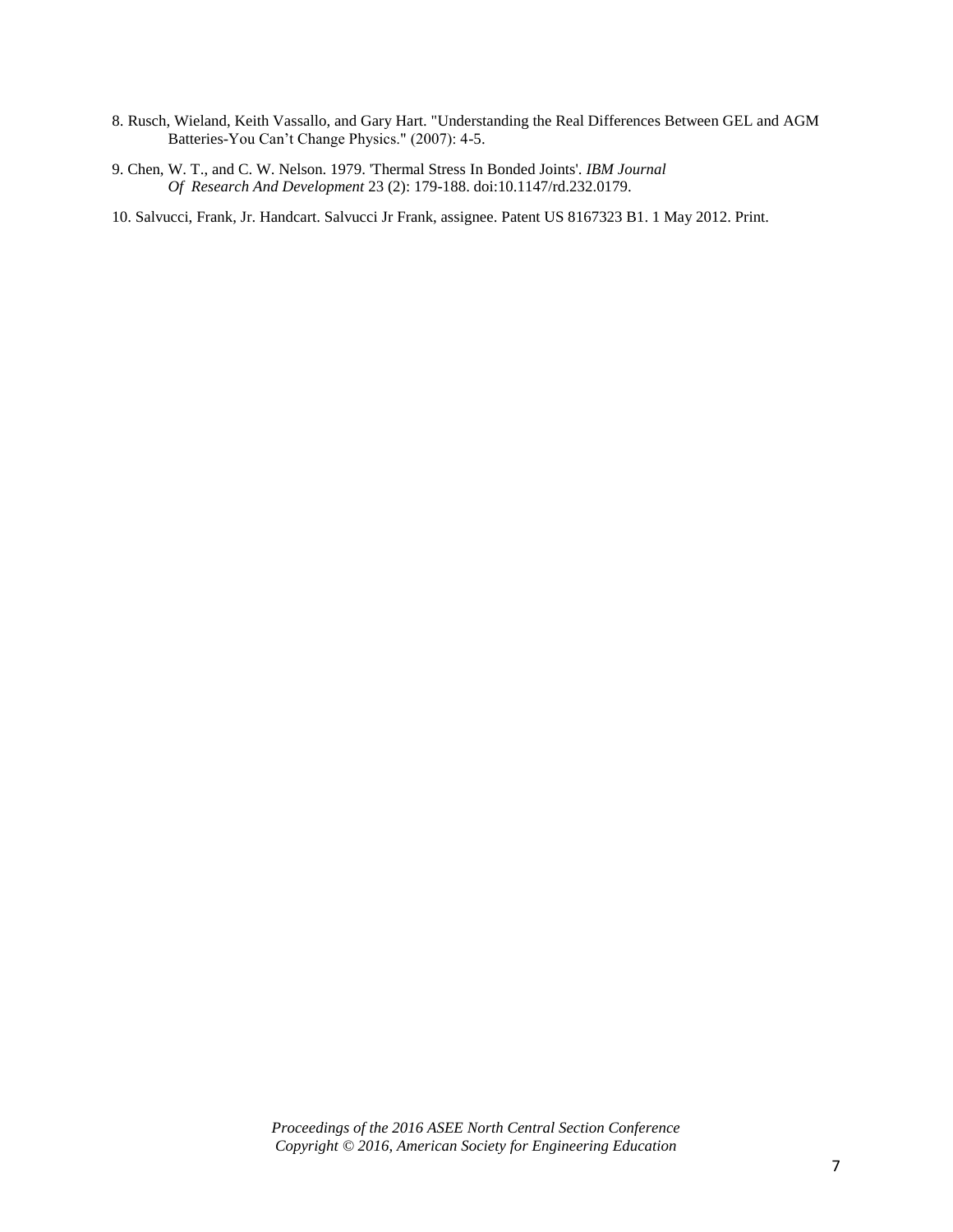8. Rusch, Wieland, Keith Vassallo, and Gary Hart. "Understanding the Real Differences Between GEL and AGM Batteries-You Can't Change Physics." (2007): 4-5.

9. Chen, W. T., and C. W. Nelson. 1979. 'Thermal Stress In Bonded Joints'. *IBM Journal Of Research And Development* 23 (2): 179-188. doi:10.1147/rd.232.0179.

10. Salvucci, Frank, Jr. Handcart. Salvucci Jr Frank, assignee. Patent US 8167323 B1. 1 May 2012. Print.